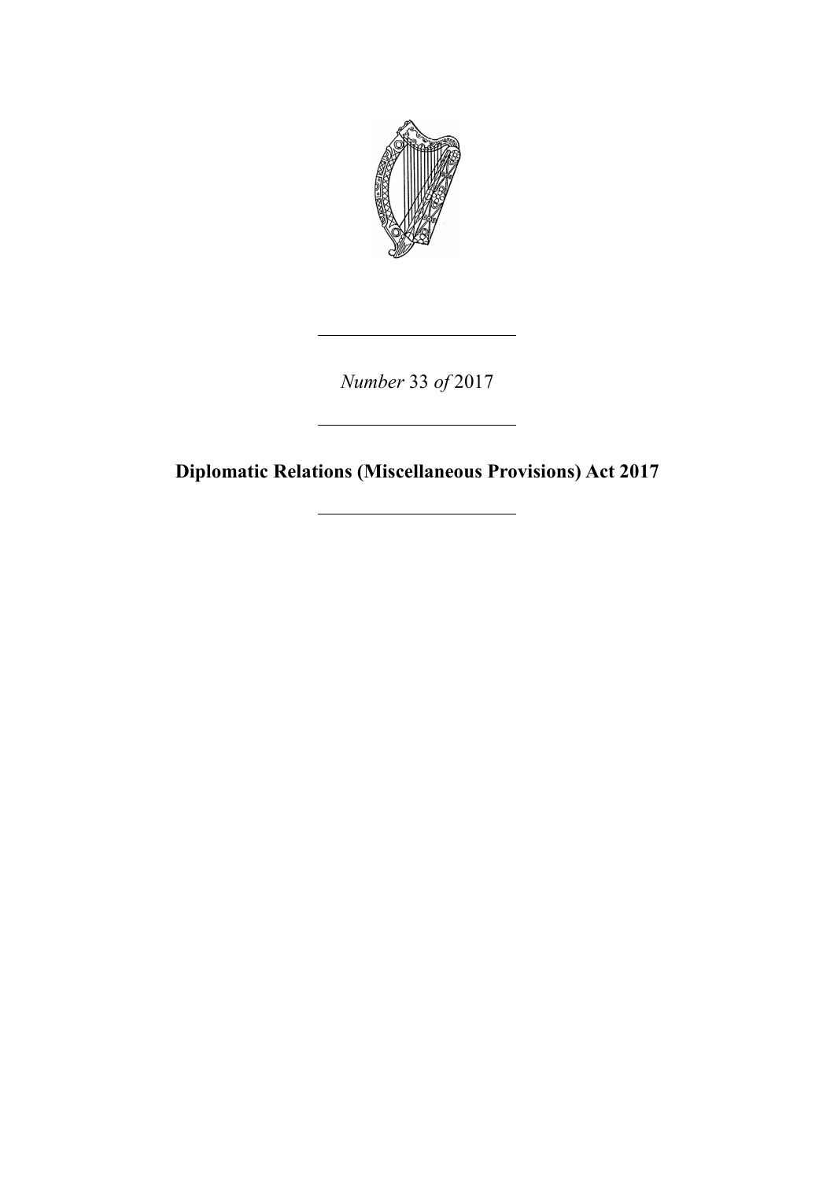*Number* 33 *of* 2017

---

# Diplomatic Relations (Miscellaneous Provisions) Act 2017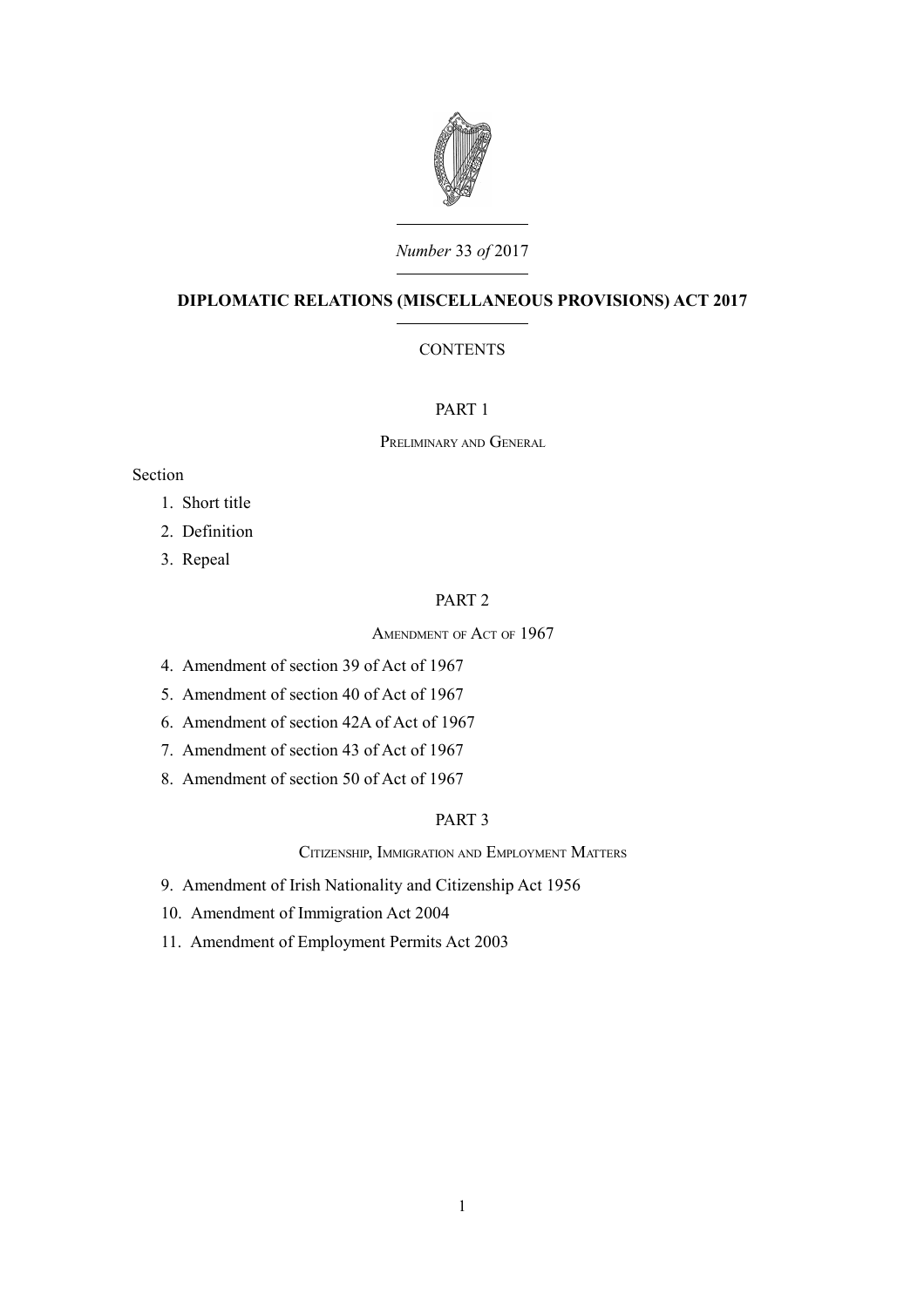*Number* 33 *of* 2017

# DIPLOMATIC RELATIONS (MISCELLANEOUS PROVISIONS) ACT 2017

CONTENTS

## PART 1

### Preliminary and General

Section

1. Short title
2. Definition
3. Repeal

## PART 2

### Amendment of Act of 1967

4. Amendment of section 39 of Act of 1967
5. Amendment of section 40 of Act of 1967
6. Amendment of section 42A of Act of 1967
7. Amendment of section 43 of Act of 1967
8. Amendment of section 50 of Act of 1967

## PART 3

### Citizenship, Immigration and Employment Matters

9. Amendment of Irish Nationality and Citizenship Act 1956
10. Amendment of Immigration Act 2004
11. Amendment of Employment Permits Act 2003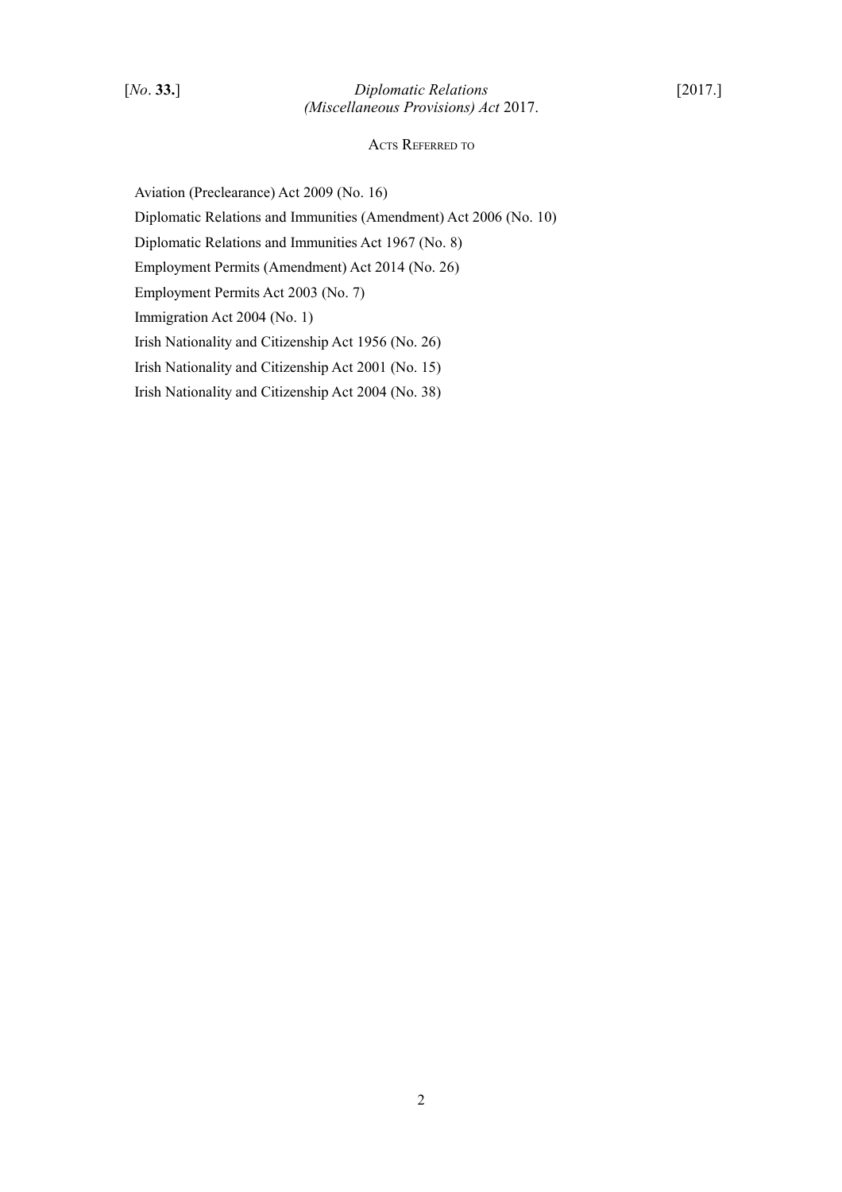## Acts Referred to

Aviation (Preclearance) Act 2009 (No. 16)

Diplomatic Relations and Immunities (Amendment) Act 2006 (No. 10)

Diplomatic Relations and Immunities Act 1967 (No. 8)

Employment Permits (Amendment) Act 2014 (No. 26)

Employment Permits Act 2003 (No. 7)

Immigration Act 2004 (No. 1)

Irish Nationality and Citizenship Act 1956 (No. 26)

Irish Nationality and Citizenship Act 2001 (No. 15)

Irish Nationality and Citizenship Act 2004 (No. 38)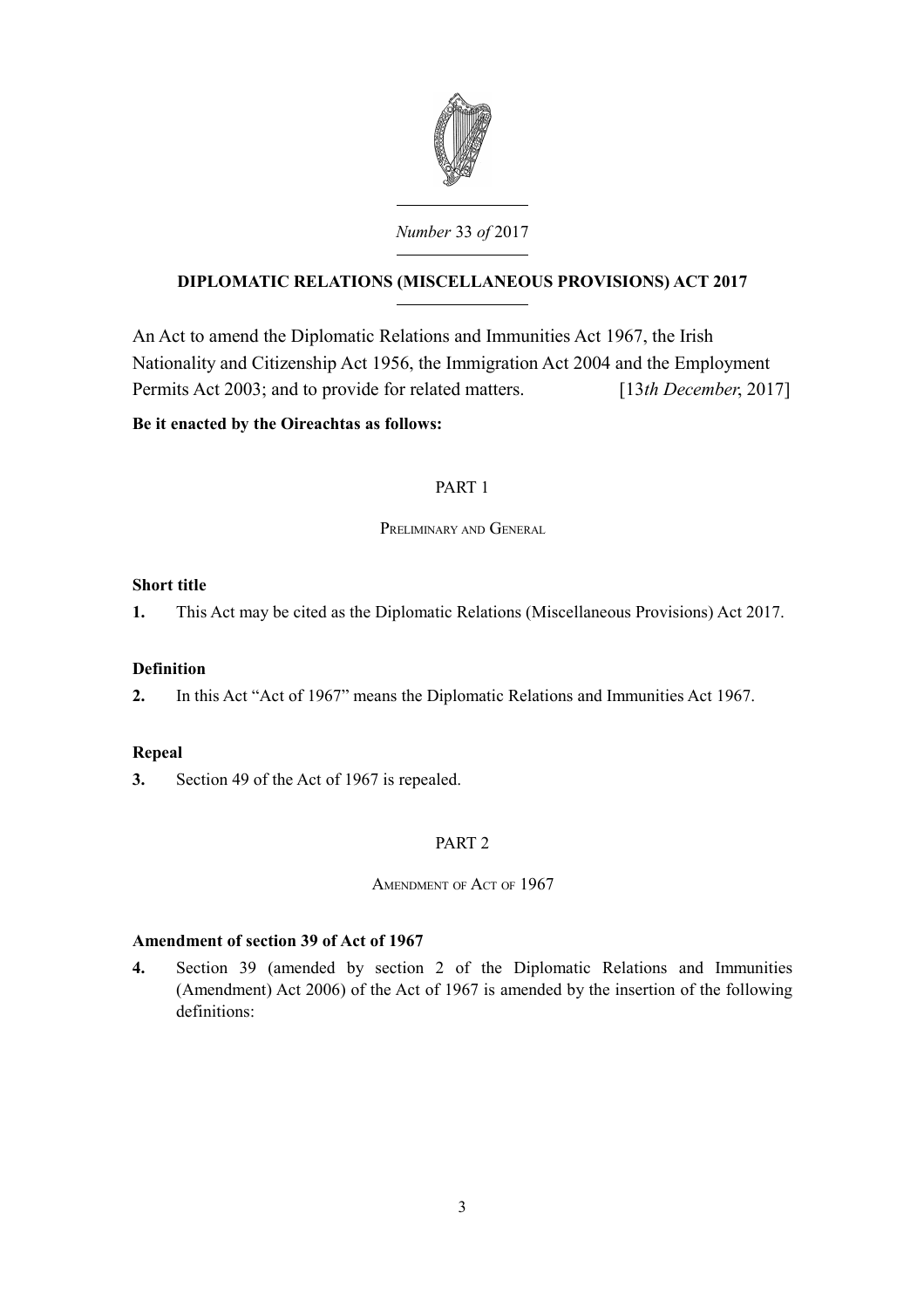*Number* 33 *of* 2017

# DIPLOMATIC RELATIONS (MISCELLANEOUS PROVISIONS) ACT 2017

An Act to amend the Diplomatic Relations and Immunities Act 1967, the Irish Nationality and Citizenship Act 1956, the Immigration Act 2004 and the Employment Permits Act 2003; and to provide for related matters. [13*th December*, 2017]

**Be it enacted by the Oireachtas as follows:**

## PART 1

### Preliminary and General

**Short title**

**1.** This Act may be cited as the Diplomatic Relations (Miscellaneous Provisions) Act 2017.

**Definition**

**2.** In this Act "Act of 1967" means the Diplomatic Relations and Immunities Act 1967.

**Repeal**

**3.** Section 49 of the Act of 1967 is repealed.

## PART 2

### Amendment of Act of 1967

**Amendment of section 39 of Act of 1967**

**4.** Section 39 (amended by section 2 of the Diplomatic Relations and Immunities (Amendment) Act 2006) of the Act of 1967 is amended by the insertion of the following definitions: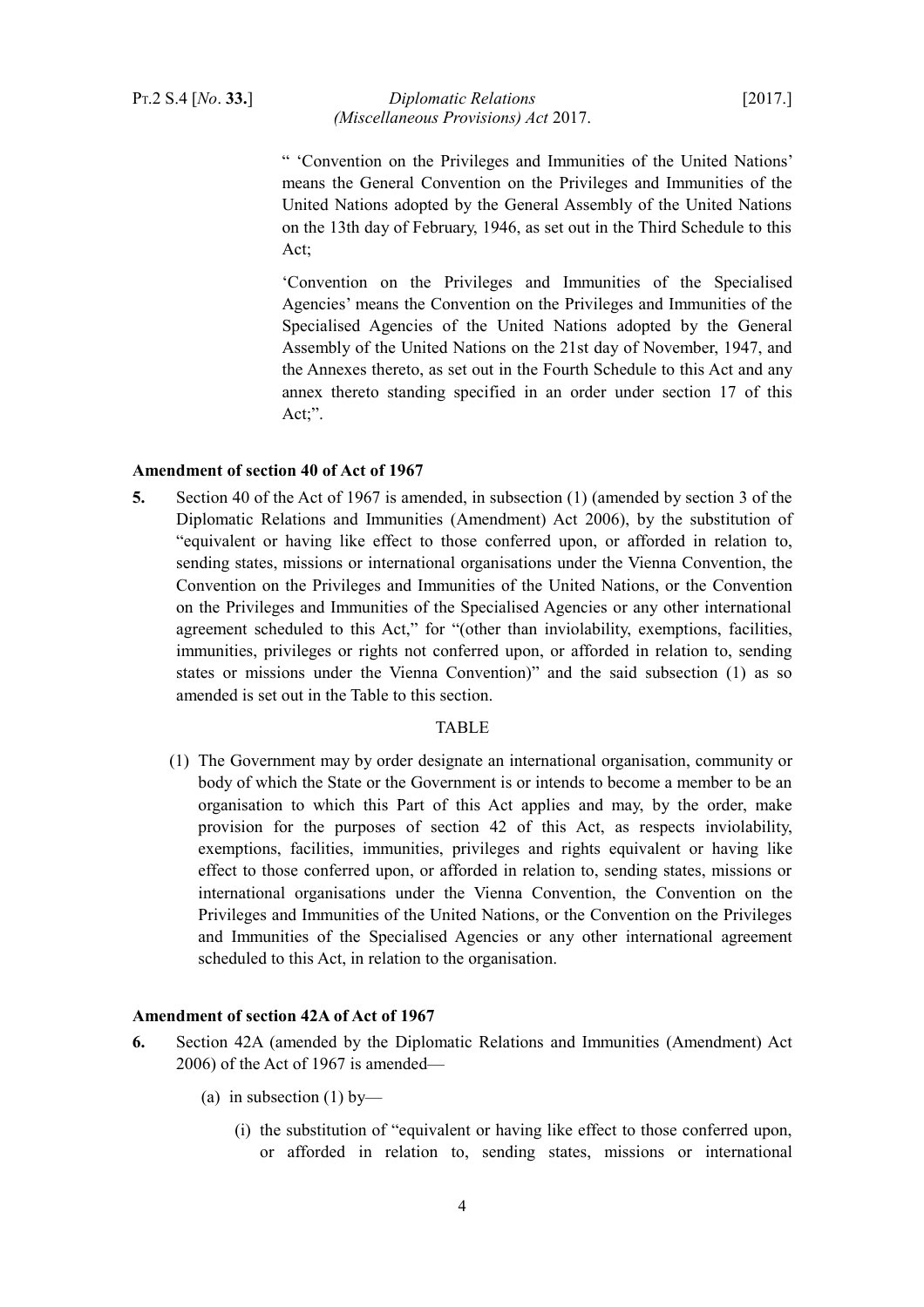" 'Convention on the Privileges and Immunities of the United Nations' means the General Convention on the Privileges and Immunities of the United Nations adopted by the General Assembly of the United Nations on the 13th day of February, 1946, as set out in the Third Schedule to this Act;

'Convention on the Privileges and Immunities of the Specialised Agencies' means the Convention on the Privileges and Immunities of the Specialised Agencies of the United Nations adopted by the General Assembly of the United Nations on the 21st day of November, 1947, and the Annexes thereto, as set out in the Fourth Schedule to this Act and any annex thereto standing specified in an order under section 17 of this Act;".

**Amendment of section 40 of Act of 1967**

**5.** Section 40 of the Act of 1967 is amended, in subsection (1) (amended by section 3 of the Diplomatic Relations and Immunities (Amendment) Act 2006), by the substitution of "equivalent or having like effect to those conferred upon, or afforded in relation to, sending states, missions or international organisations under the Vienna Convention, the Convention on the Privileges and Immunities of the United Nations, or the Convention on the Privileges and Immunities of the Specialised Agencies or any other international agreement scheduled to this Act," for "(other than inviolability, exemptions, facilities, immunities, privileges or rights not conferred upon, or afforded in relation to, sending states or missions under the Vienna Convention)" and the said subsection (1) as so amended is set out in the Table to this section.

TABLE

(1) The Government may by order designate an international organisation, community or body of which the State or the Government is or intends to become a member to be an organisation to which this Part of this Act applies and may, by the order, make provision for the purposes of section 42 of this Act, as respects inviolability, exemptions, facilities, immunities, privileges and rights equivalent or having like effect to those conferred upon, or afforded in relation to, sending states, missions or international organisations under the Vienna Convention, the Convention on the Privileges and Immunities of the United Nations, or the Convention on the Privileges and Immunities of the Specialised Agencies or any other international agreement scheduled to this Act, in relation to the organisation.

**Amendment of section 42A of Act of 1967**

**6.** Section 42A (amended by the Diplomatic Relations and Immunities (Amendment) Act 2006) of the Act of 1967 is amended—

(a) in subsection (1) by—

(i) the substitution of "equivalent or having like effect to those conferred upon, or afforded in relation to, sending states, missions or international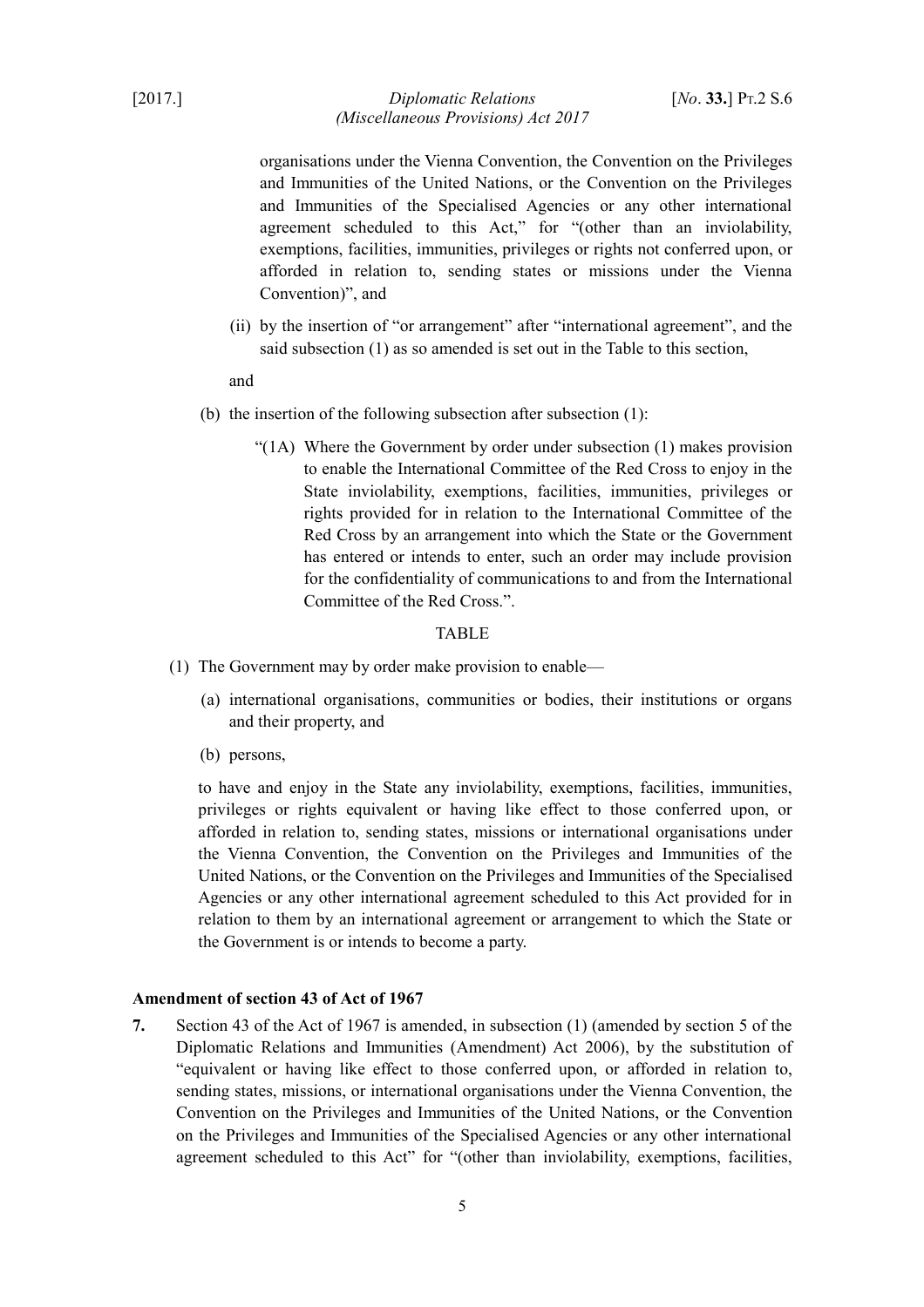organisations under the Vienna Convention, the Convention on the Privileges and Immunities of the United Nations, or the Convention on the Privileges and Immunities of the Specialised Agencies or any other international agreement scheduled to this Act," for "(other than an inviolability, exemptions, facilities, immunities, privileges or rights not conferred upon, or afforded in relation to, sending states or missions under the Vienna Convention)", and

(ii) by the insertion of "or arrangement" after "international agreement", and the said subsection (1) as so amended is set out in the Table to this section,

and

(b) the insertion of the following subsection after subsection (1):

"(1A) Where the Government by order under subsection (1) makes provision to enable the International Committee of the Red Cross to enjoy in the State inviolability, exemptions, facilities, immunities, privileges or rights provided for in relation to the International Committee of the Red Cross by an arrangement into which the State or the Government has entered or intends to enter, such an order may include provision for the confidentiality of communications to and from the International Committee of the Red Cross.".

TABLE

(1) The Government may by order make provision to enable—

(a) international organisations, communities or bodies, their institutions or organs and their property, and

(b) persons,

to have and enjoy in the State any inviolability, exemptions, facilities, immunities, privileges or rights equivalent or having like effect to those conferred upon, or afforded in relation to, sending states, missions or international organisations under the Vienna Convention, the Convention on the Privileges and Immunities of the United Nations, or the Convention on the Privileges and Immunities of the Specialised Agencies or any other international agreement scheduled to this Act provided for in relation to them by an international agreement or arrangement to which the State or the Government is or intends to become a party.

**Amendment of section 43 of Act of 1967**

**7.** Section 43 of the Act of 1967 is amended, in subsection (1) (amended by section 5 of the Diplomatic Relations and Immunities (Amendment) Act 2006), by the substitution of "equivalent or having like effect to those conferred upon, or afforded in relation to, sending states, missions, or international organisations under the Vienna Convention, the Convention on the Privileges and Immunities of the United Nations, or the Convention on the Privileges and Immunities of the Specialised Agencies or any other international agreement scheduled to this Act" for "(other than inviolability, exemptions, facilities,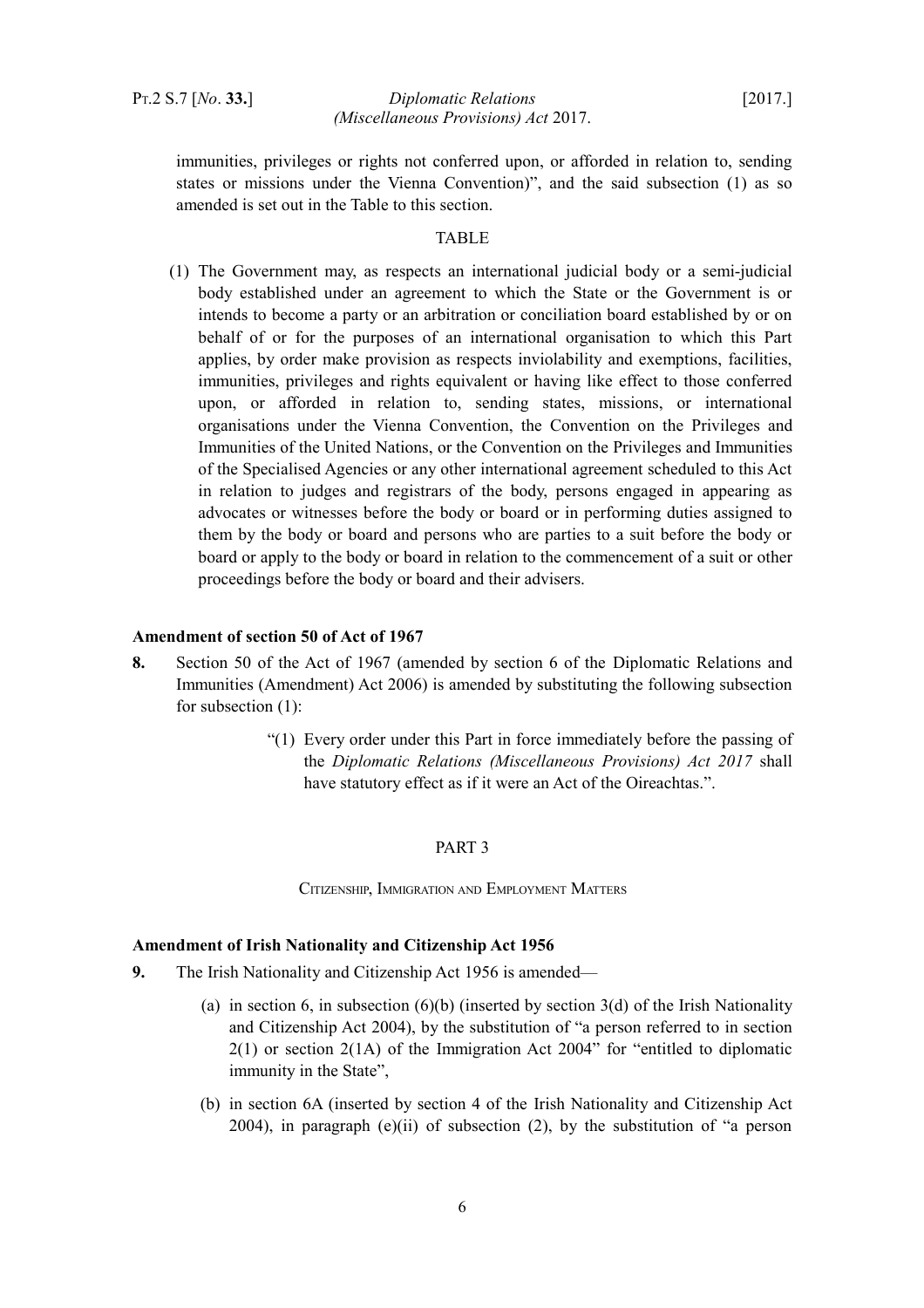immunities, privileges or rights not conferred upon, or afforded in relation to, sending states or missions under the Vienna Convention)", and the said subsection (1) as so amended is set out in the Table to this section.

TABLE

(1) The Government may, as respects an international judicial body or a semi-judicial body established under an agreement to which the State or the Government is or intends to become a party or an arbitration or conciliation board established by or on behalf of or for the purposes of an international organisation to which this Part applies, by order make provision as respects inviolability and exemptions, facilities, immunities, privileges and rights equivalent or having like effect to those conferred upon, or afforded in relation to, sending states, missions, or international organisations under the Vienna Convention, the Convention on the Privileges and Immunities of the United Nations, or the Convention on the Privileges and Immunities of the Specialised Agencies or any other international agreement scheduled to this Act in relation to judges and registrars of the body, persons engaged in appearing as advocates or witnesses before the body or board or in performing duties assigned to them by the body or board and persons who are parties to a suit before the body or board or apply to the body or board in relation to the commencement of a suit or other proceedings before the body or board and their advisers.

**Amendment of section 50 of Act of 1967**

**8.** Section 50 of the Act of 1967 (amended by section 6 of the Diplomatic Relations and Immunities (Amendment) Act 2006) is amended by substituting the following subsection for subsection (1):

> "(1) Every order under this Part in force immediately before the passing of the *Diplomatic Relations (Miscellaneous Provisions) Act 2017* shall have statutory effect as if it were an Act of the Oireachtas.".

## PART 3

### Citizenship, Immigration and Employment Matters

**Amendment of Irish Nationality and Citizenship Act 1956**

**9.** The Irish Nationality and Citizenship Act 1956 is amended—

(a) in section 6, in subsection (6)(b) (inserted by section 3(d) of the Irish Nationality and Citizenship Act 2004), by the substitution of "a person referred to in section 2(1) or section 2(1A) of the Immigration Act 2004" for "entitled to diplomatic immunity in the State",

(b) in section 6A (inserted by section 4 of the Irish Nationality and Citizenship Act 2004), in paragraph (e)(ii) of subsection (2), by the substitution of "a person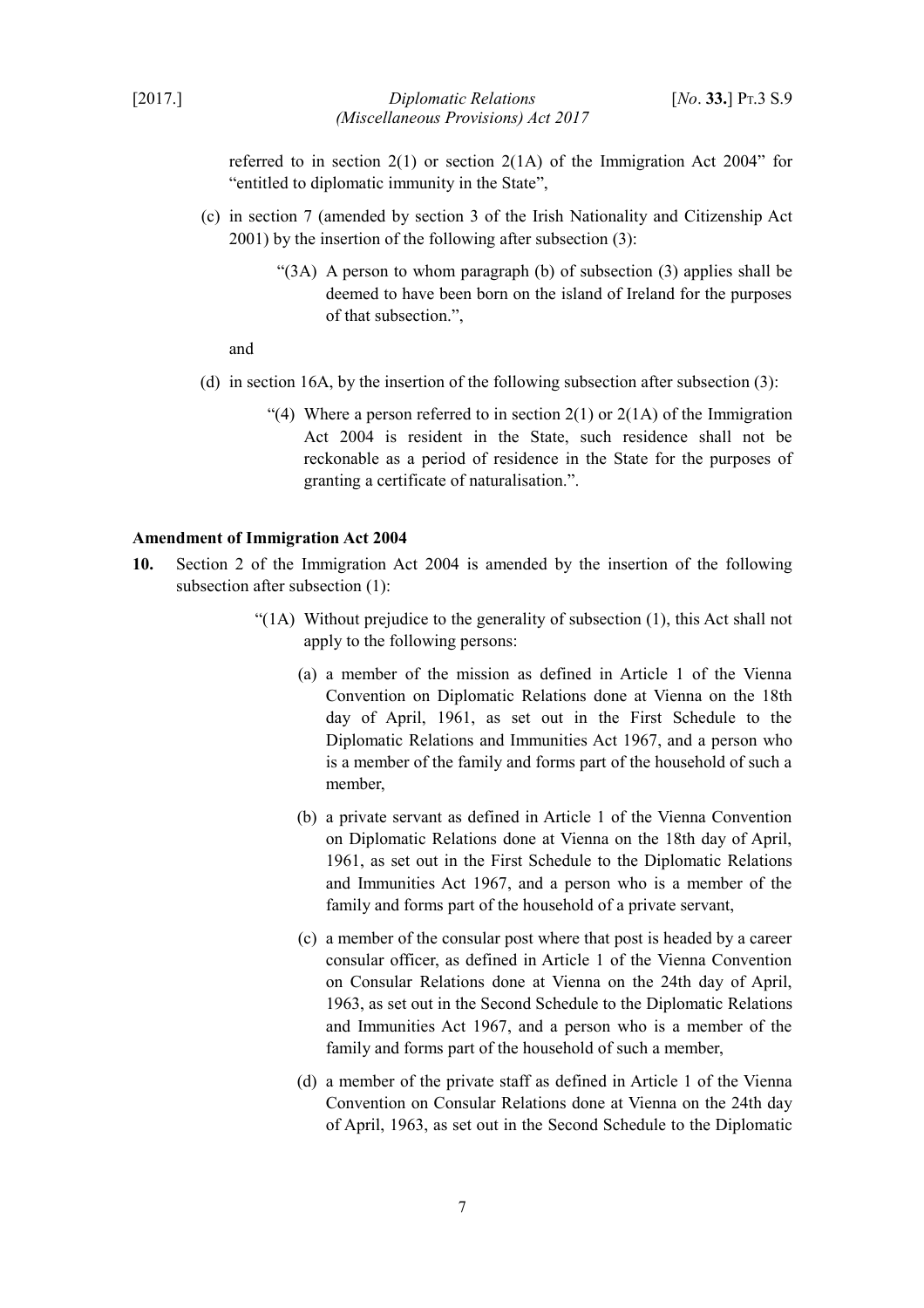referred to in section 2(1) or section 2(1A) of the Immigration Act 2004" for "entitled to diplomatic immunity in the State",

(c) in section 7 (amended by section 3 of the Irish Nationality and Citizenship Act 2001) by the insertion of the following after subsection (3):

"(3A) A person to whom paragraph (b) of subsection (3) applies shall be deemed to have been born on the island of Ireland for the purposes of that subsection.",

and

(d) in section 16A, by the insertion of the following subsection after subsection (3):

"(4) Where a person referred to in section 2(1) or 2(1A) of the Immigration Act 2004 is resident in the State, such residence shall not be reckonable as a period of residence in the State for the purposes of granting a certificate of naturalisation.".

**Amendment of Immigration Act 2004**

**10.** Section 2 of the Immigration Act 2004 is amended by the insertion of the following subsection after subsection (1):

"(1A) Without prejudice to the generality of subsection (1), this Act shall not apply to the following persons:

(a) a member of the mission as defined in Article 1 of the Vienna Convention on Diplomatic Relations done at Vienna on the 18th day of April, 1961, as set out in the First Schedule to the Diplomatic Relations and Immunities Act 1967, and a person who is a member of the family and forms part of the household of such a member,

(b) a private servant as defined in Article 1 of the Vienna Convention on Diplomatic Relations done at Vienna on the 18th day of April, 1961, as set out in the First Schedule to the Diplomatic Relations and Immunities Act 1967, and a person who is a member of the family and forms part of the household of a private servant,

(c) a member of the consular post where that post is headed by a career consular officer, as defined in Article 1 of the Vienna Convention on Consular Relations done at Vienna on the 24th day of April, 1963, as set out in the Second Schedule to the Diplomatic Relations and Immunities Act 1967, and a person who is a member of the family and forms part of the household of such a member,

(d) a member of the private staff as defined in Article 1 of the Vienna Convention on Consular Relations done at Vienna on the 24th day of April, 1963, as set out in the Second Schedule to the Diplomatic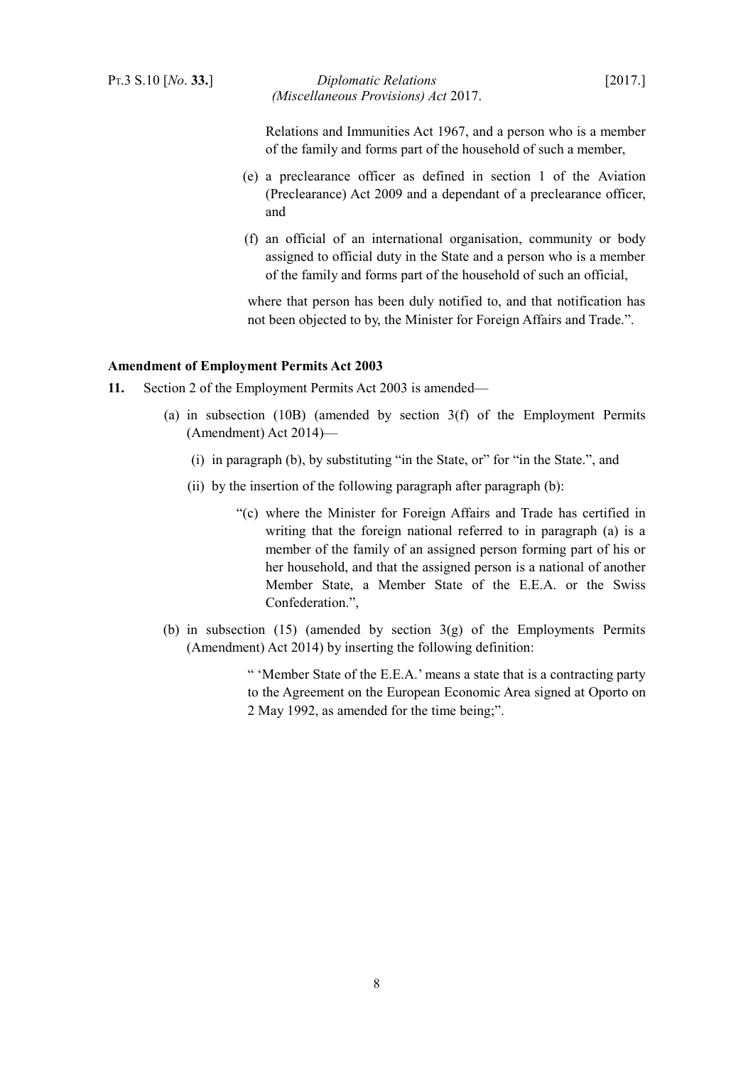Relations and Immunities Act 1967, and a person who is a member of the family and forms part of the household of such a member,

(e) a preclearance officer as defined in section 1 of the Aviation (Preclearance) Act 2009 and a dependant of a preclearance officer, and

(f) an official of an international organisation, community or body assigned to official duty in the State and a person who is a member of the family and forms part of the household of such an official,

where that person has been duly notified to, and that notification has not been objected to by, the Minister for Foreign Affairs and Trade.".

**Amendment of Employment Permits Act 2003**

**11.** Section 2 of the Employment Permits Act 2003 is amended—

(a) in subsection (10B) (amended by section 3(f) of the Employment Permits (Amendment) Act 2014)—

(i) in paragraph (b), by substituting "in the State, or" for "in the State.", and

(ii) by the insertion of the following paragraph after paragraph (b):

"(c) where the Minister for Foreign Affairs and Trade has certified in writing that the foreign national referred to in paragraph (a) is a member of the family of an assigned person forming part of his or her household, and that the assigned person is a national of another Member State, a Member State of the E.E.A. or the Swiss Confederation.",

(b) in subsection (15) (amended by section 3(g) of the Employments Permits (Amendment) Act 2014) by inserting the following definition:

" 'Member State of the E.E.A.' means a state that is a contracting party to the Agreement on the European Economic Area signed at Oporto on 2 May 1992, as amended for the time being;".